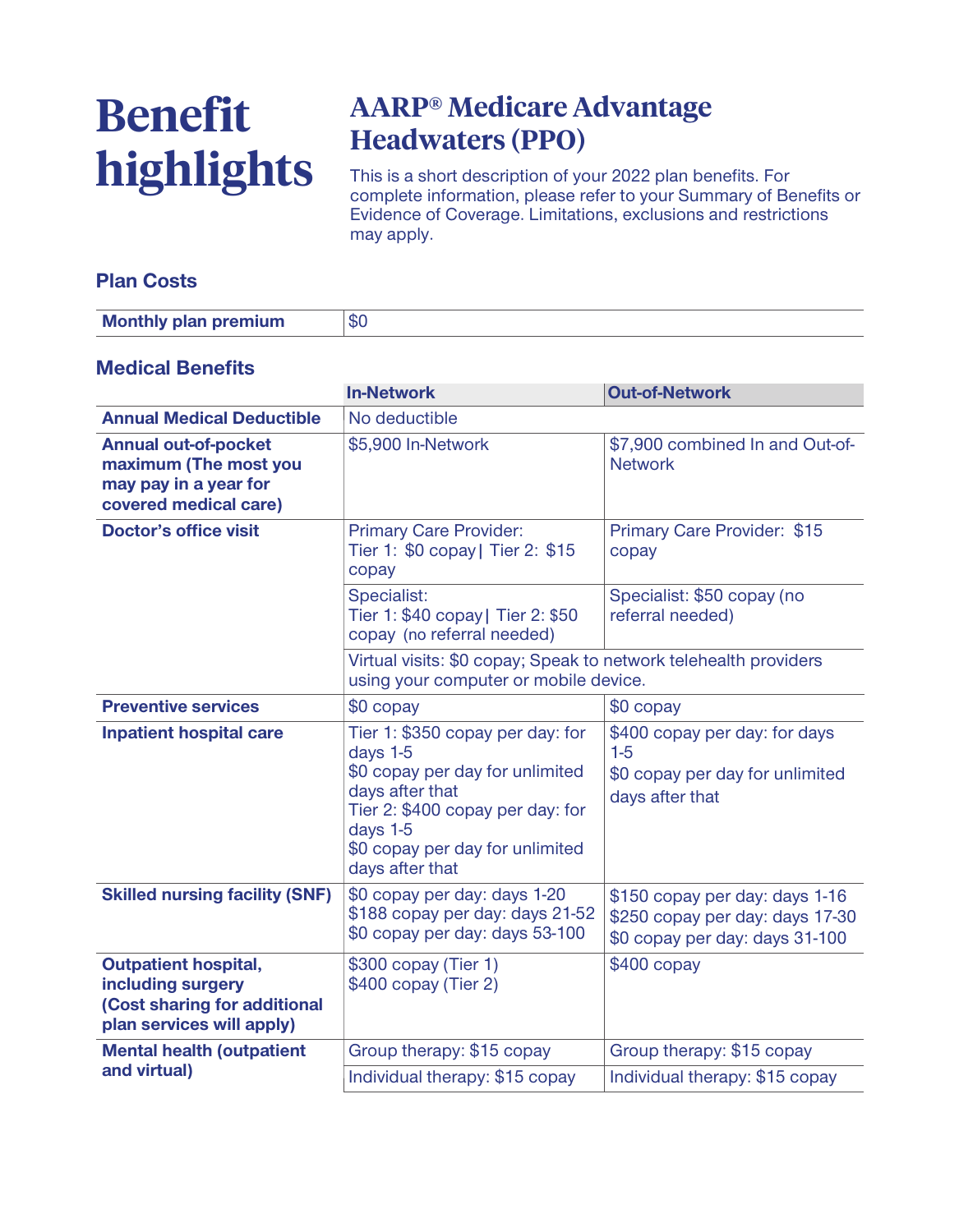# Benefit highlights

## AARP® Medicare Advantage Headwaters (PPO)

This is a short description of your 2022 plan benefits. For complete information, please refer to your Summary of Benefits or Evidence of Coverage. Limitations, exclusions and restrictions may apply.

### Plan Costs

| Monthly plan premium | $0 |
|---|---|

### Medical Benefits

| | In-Network | Out-of-Network |
|---|---|---|
| **Annual Medical Deductible** | No deductible | |
| **Annual out-of-pocket maximum (The most you may pay in a year for covered medical care)** | $5,900 In-Network | $7,900 combined In and Out-of-Network |
| **Doctor's office visit** | Primary Care Provider: Tier 1: $0 copay \| Tier 2: $15 copay | Primary Care Provider: $15 copay |
| | Specialist: Tier 1: $40 copay \| Tier 2: $50 copay (no referral needed) | Specialist: $50 copay (no referral needed) |
| | Virtual visits: $0 copay; Speak to network telehealth providers using your computer or mobile device. | |
| **Preventive services** | $0 copay | $0 copay |
| **Inpatient hospital care** | Tier 1: $350 copay per day: for days 1-5<br>$0 copay per day for unlimited days after that<br>Tier 2: $400 copay per day: for days 1-5<br>$0 copay per day for unlimited days after that | $400 copay per day: for days 1-5<br>$0 copay per day for unlimited days after that |
| **Skilled nursing facility (SNF)** | $0 copay per day: days 1-20<br>$188 copay per day: days 21-52<br>$0 copay per day: days 53-100 | $150 copay per day: days 1-16<br>$250 copay per day: days 17-30<br>$0 copay per day: days 31-100 |
| **Outpatient hospital, including surgery (Cost sharing for additional plan services will apply)** | $300 copay (Tier 1)<br>$400 copay (Tier 2) | $400 copay |
| **Mental health (outpatient and virtual)** | Group therapy: $15 copay | Group therapy: $15 copay |
| | Individual therapy: $15 copay | Individual therapy: $15 copay |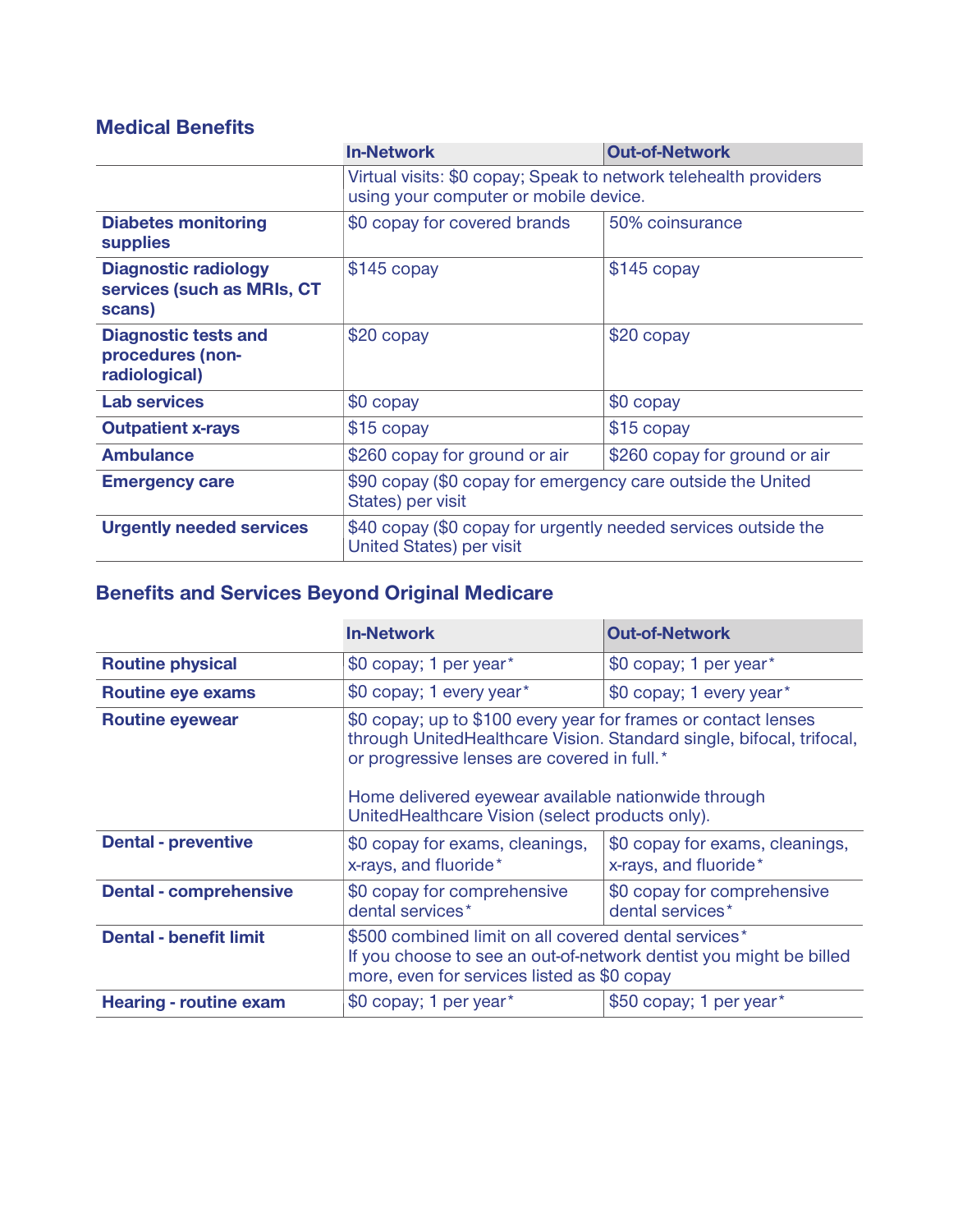## Medical Benefits

| | In-Network | Out-of-Network |
|---|---|---|
| | Virtual visits: $0 copay; Speak to network telehealth providers using your computer or mobile device. | |
| **Diabetes monitoring supplies** | $0 copay for covered brands | 50% coinsurance |
| **Diagnostic radiology services (such as MRIs, CT scans)** | $145 copay | $145 copay |
| **Diagnostic tests and procedures (non-radiological)** | $20 copay | $20 copay |
| **Lab services** | $0 copay | $0 copay |
| **Outpatient x-rays** | $15 copay | $15 copay |
| **Ambulance** | $260 copay for ground or air | $260 copay for ground or air |
| **Emergency care** | $90 copay ($0 copay for emergency care outside the United States) per visit | |
| **Urgently needed services** | $40 copay ($0 copay for urgently needed services outside the United States) per visit | |

## Benefits and Services Beyond Original Medicare

| | In-Network | Out-of-Network |
|---|---|---|
| **Routine physical** | $0 copay; 1 per year* | $0 copay; 1 per year* |
| **Routine eye exams** | $0 copay; 1 every year* | $0 copay; 1 every year* |
| **Routine eyewear** | $0 copay; up to $100 every year for frames or contact lenses through UnitedHealthcare Vision. Standard single, bifocal, trifocal, or progressive lenses are covered in full.*<br><br>Home delivered eyewear available nationwide through UnitedHealthcare Vision (select products only). | |
| **Dental - preventive** | $0 copay for exams, cleanings, x-rays, and fluoride* | $0 copay for exams, cleanings, x-rays, and fluoride* |
| **Dental - comprehensive** | $0 copay for comprehensive dental services* | $0 copay for comprehensive dental services* |
| **Dental - benefit limit** | $500 combined limit on all covered dental services*<br>If you choose to see an out-of-network dentist you might be billed more, even for services listed as $0 copay | |
| **Hearing - routine exam** | $0 copay; 1 per year* | $50 copay; 1 per year* |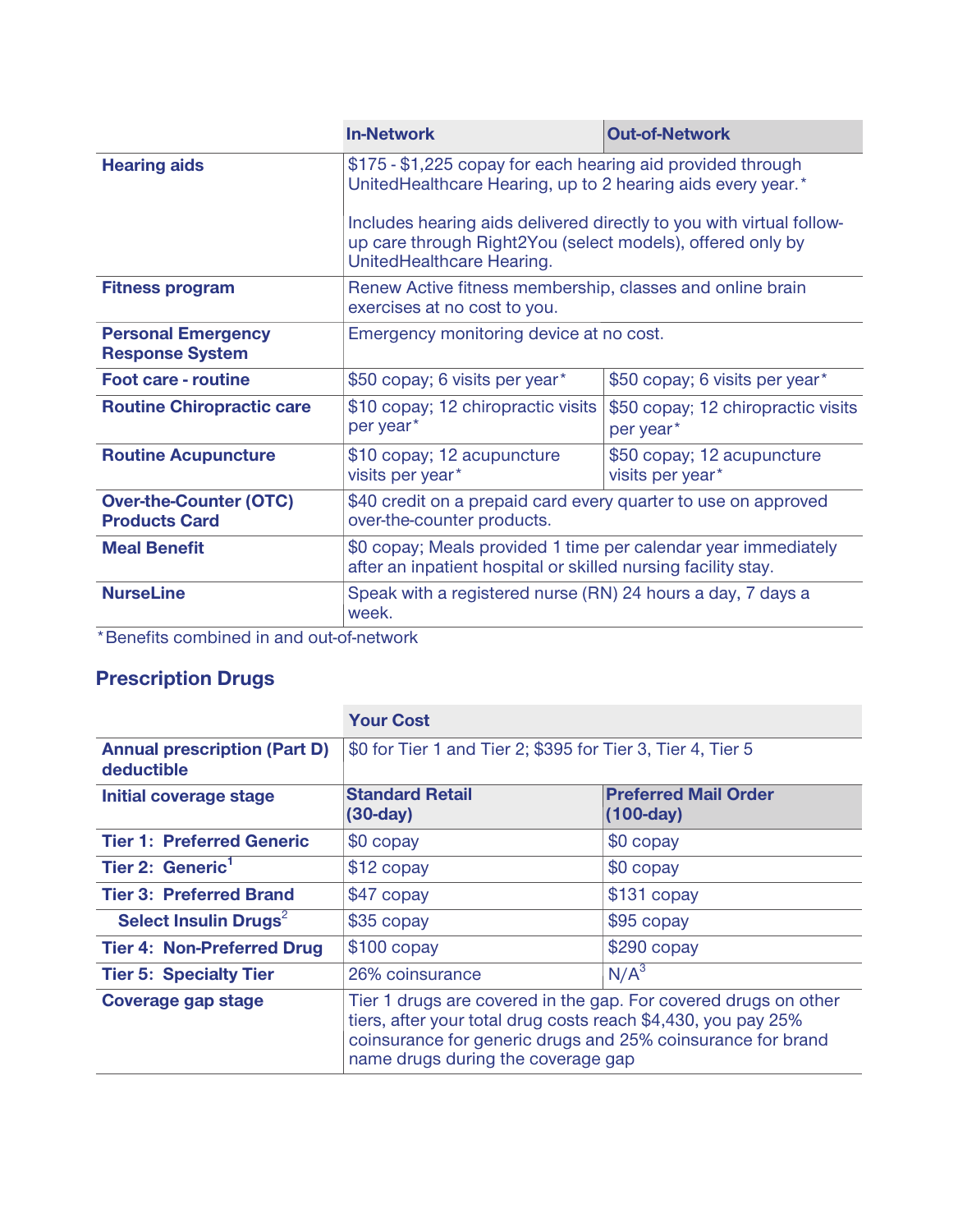| | In-Network | Out-of-Network |
|---|---|---|
| **Hearing aids** | $175 - $1,225 copay for each hearing aid provided through UnitedHealthcare Hearing, up to 2 hearing aids every year.*<br><br>Includes hearing aids delivered directly to you with virtual follow-up care through Right2You (select models), offered only by UnitedHealthcare Hearing. | |
| **Fitness program** | Renew Active fitness membership, classes and online brain exercises at no cost to you. | |
| **Personal Emergency Response System** | Emergency monitoring device at no cost. | |
| **Foot care - routine** | $50 copay; 6 visits per year* | $50 copay; 6 visits per year* |
| **Routine Chiropractic care** | $10 copay; 12 chiropractic visits per year* | $50 copay; 12 chiropractic visits per year* |
| **Routine Acupuncture** | $10 copay; 12 acupuncture visits per year* | $50 copay; 12 acupuncture visits per year* |
| **Over-the-Counter (OTC) Products Card** | $40 credit on a prepaid card every quarter to use on approved over-the-counter products. | |
| **Meal Benefit** | $0 copay; Meals provided 1 time per calendar year immediately after an inpatient hospital or skilled nursing facility stay. | |
| **NurseLine** | Speak with a registered nurse (RN) 24 hours a day, 7 days a week. | |

*Benefits combined in and out-of-network

## Prescription Drugs

| | Your Cost | |
|---|---|---|
| **Annual prescription (Part D) deductible** | $0 for Tier 1 and Tier 2; $395 for Tier 3, Tier 4, Tier 5 | |
| **Initial coverage stage** | **Standard Retail (30-day)** | **Preferred Mail Order (100-day)** |
| **Tier 1: Preferred Generic** | $0 copay | $0 copay |
| **Tier 2: Generic**[1] | $12 copay | $0 copay |
| **Tier 3: Preferred Brand** | $47 copay | $131 copay |
| **Select Insulin Drugs**[2] | $35 copay | $95 copay |
| **Tier 4: Non-Preferred Drug** | $100 copay | $290 copay |
| **Tier 5: Specialty Tier** | 26% coinsurance | N/A[3] |
| **Coverage gap stage** | Tier 1 drugs are covered in the gap. For covered drugs on other tiers, after your total drug costs reach $4,430, you pay 25% coinsurance for generic drugs and 25% coinsurance for brand name drugs during the coverage gap | |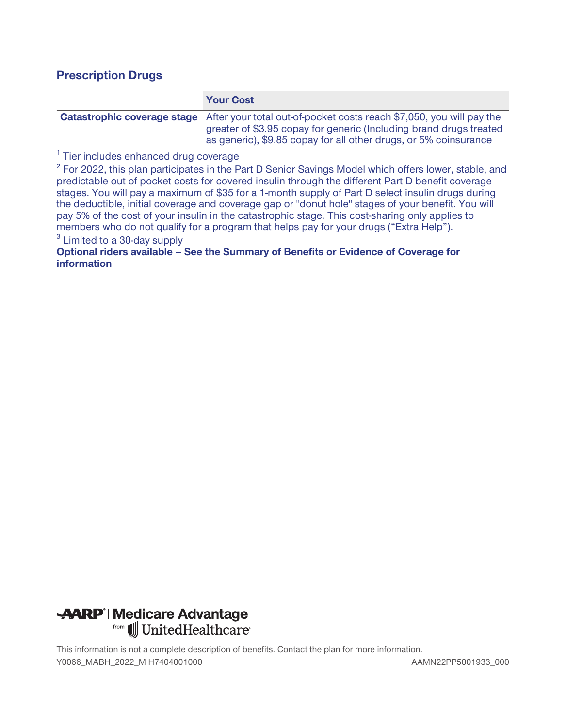## Prescription Drugs

| | Your Cost |
|---|---|
| **Catastrophic coverage stage** | After your total out-of-pocket costs reach $7,050, you will pay the greater of $3.95 copay for generic (Including brand drugs treated as generic), $9.85 copay for all other drugs, or 5% coinsurance |

[1] Tier includes enhanced drug coverage

[2] For 2022, this plan participates in the Part D Senior Savings Model which offers lower, stable, and predictable out of pocket costs for covered insulin through the different Part D benefit coverage stages. You will pay a maximum of $35 for a 1-month supply of Part D select insulin drugs during the deductible, initial coverage and coverage gap or "donut hole" stages of your benefit. You will pay 5% of the cost of your insulin in the catastrophic stage. This cost-sharing only applies to members who do not qualify for a program that helps pay for your drugs ("Extra Help").

[3] Limited to a 30-day supply

**Optional riders available – See the Summary of Benefits or Evidence of Coverage for information**

AARP Medicare Advantage from UnitedHealthcare

This information is not a complete description of benefits. Contact the plan for more information.

Y0066_MABH_2022_M H7404001000 AAMN22PP5001933_000